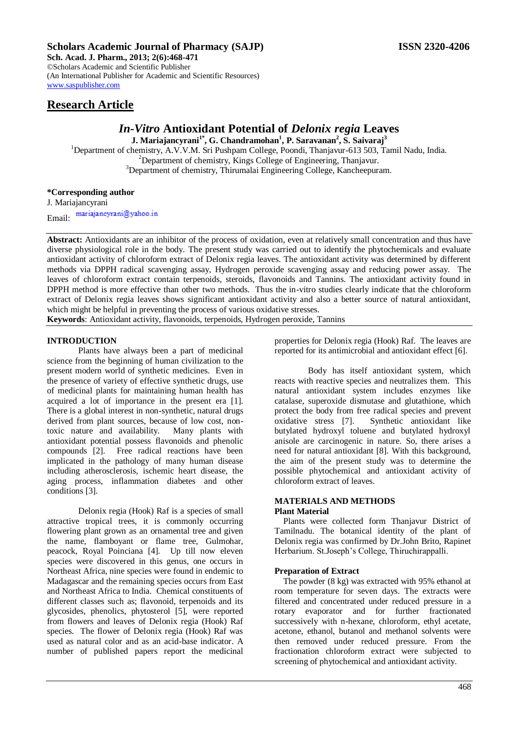# Scholars Academic Journal of Pharmacy (SAJP)

**ISSN 2320-4206**

**Sch. Acad. J. Pharm., 2013; 2(6):468-471**
©Scholars Academic and Scientific Publisher
(An International Publisher for Academic and Scientific Resources)
www.saspublisher.com

## Research Article

# *In-Vitro* Antioxidant Potential of *Delonix regia* Leaves

**J. Mariajancyrani[1*], G. Chandramohan[1], P. Saravanan[2], S. Saivaraj[3]**

[1]Department of chemistry, A.V.V.M. Sri Pushpam College, Poondi, Thanjavur-613 503, Tamil Nadu, India.
[2]Department of chemistry, Kings College of Engineering, Thanjavur.
[3]Department of chemistry, Thirumalai Engineering College, Kancheepuram.

**\*Corresponding author**
J. Mariajancyrani
Email: mariajancyrani@yahoo.in

**Abstract:** Antioxidants are an inhibitor of the process of oxidation, even at relatively small concentration and thus have diverse physiological role in the body. The present study was carried out to identify the phytochemicals and evaluate antioxidant activity of chloroform extract of Delonix regia leaves. The antioxidant activity was determined by different methods via DPPH radical scavenging assay, Hydrogen peroxide scavenging assay and reducing power assay. The leaves of chloroform extract contain terpenoids, steroids, flavonoids and Tannins. The antioxidant activity found in DPPH method is more effective than other two methods. Thus the in-vitro studies clearly indicate that the chloroform extract of Delonix regia leaves shows significant antioxidant activity and also a better source of natural antioxidant, which might be helpful in preventing the process of various oxidative stresses.

**Keywords**: Antioxidant activity, flavonoids, terpenoids, Hydrogen peroxide, Tannins

## INTRODUCTION

Plants have always been a part of medicinal science from the beginning of human civilization to the present modern world of synthetic medicines. Even in the presence of variety of effective synthetic drugs, use of medicinal plants for maintaining human health has acquired a lot of importance in the present era [1]. There is a global interest in non-synthetic, natural drugs derived from plant sources, because of low cost, non-toxic nature and availability. Many plants with antioxidant potential possess flavonoids and phenolic compounds [2]. Free radical reactions have been implicated in the pathology of many human disease including atherosclerosis, ischemic heart disease, the aging process, inflammation diabetes and other conditions [3].

Delonix regia (Hook) Raf is a species of small attractive tropical trees, it is commonly occurring flowering plant grown as an ornamental tree and given the name, flamboyant or flame tree, Gulmohar, peacock, Royal Poinciana [4]. Up till now eleven species were discovered in this genus, one occurs in Northeast Africa, nine species were found in endemic to Madagascar and the remaining species occurs from East and Northeast Africa to India. Chemical constituents of different classes such as; flavonoid, terpenoids and its glycosides, phenolics, phytosterol [5], were reported from flowers and leaves of Delonix regia (Hook) Raf species. The flower of Delonix regia (Hook) Raf was used as natural color and as an acid-base indicator. A number of published papers report the medicinal properties for Delonix regia (Hook) Raf. The leaves are reported for its antimicrobial and antioxidant effect [6].

Body has itself antioxidant system, which reacts with reactive species and neutralizes them. This natural antioxidant system includes enzymes like catalase, superoxide dismutase and glutathione, which protect the body from free radical species and prevent oxidative stress [7]. Synthetic antioxidant like butylated hydroxyl toluene and butylated hydroxyl anisole are carcinogenic in nature. So, there arises a need for natural antioxidant [8]. With this background, the aim of the present study was to determine the possible phytochemical and antioxidant activity of chloroform extract of leaves.

## MATERIALS AND METHODS

### Plant Material

Plants were collected form Thanjavur District of Tamilnadu. The botanical identity of the plant of Delonix regia was confirmed by Dr.John Brito, Rapinet Herbarium. St.Joseph's College, Thiruchirappalli.

### Preparation of Extract

The powder (8 kg) was extracted with 95% ethanol at room temperature for seven days. The extracts were filtered and concentrated under reduced pressure in a rotary evaporator and for further fractionated successively with n-hexane, chloroform, ethyl acetate, acetone, ethanol, butanol and methanol solvents were then removed under reduced pressure. From the fractionation chloroform extract were subjected to screening of phytochemical and antioxidant activity.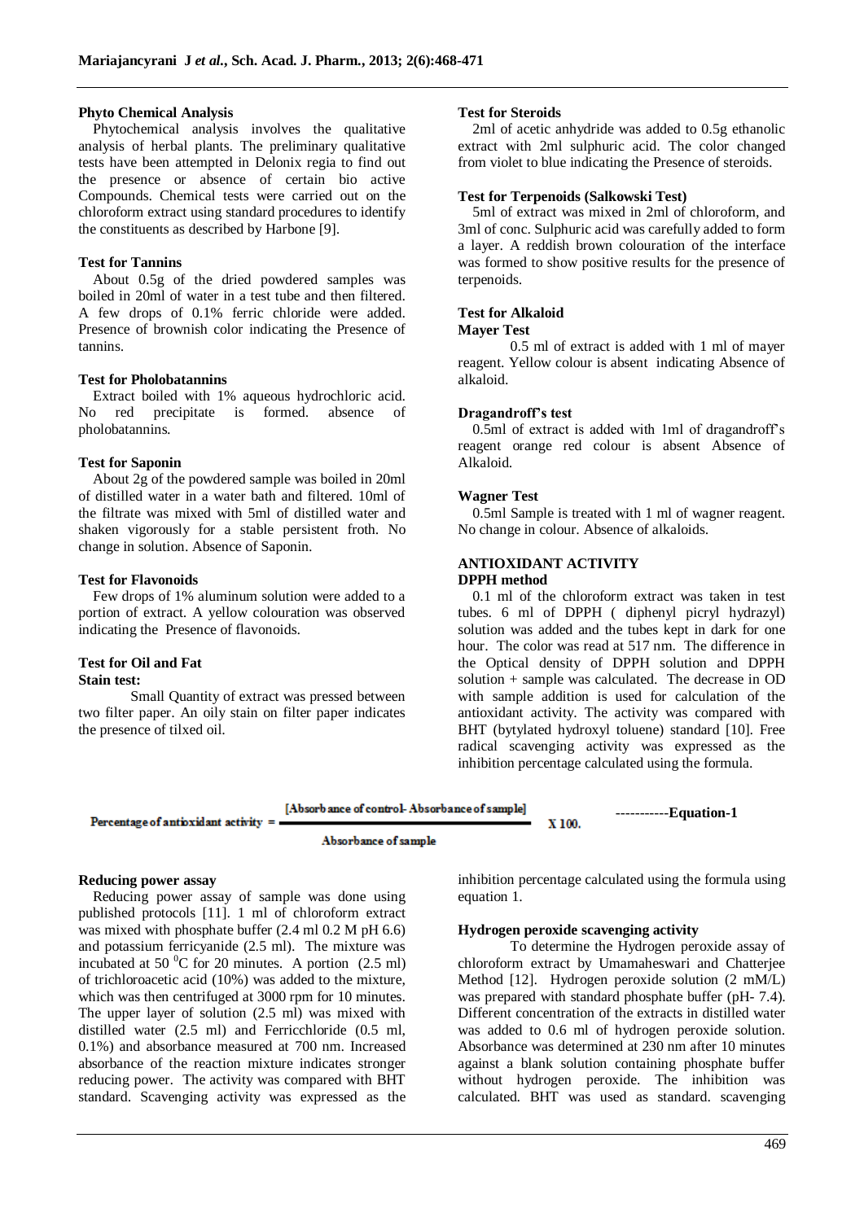## Phyto Chemical Analysis

Phytochemical analysis involves the qualitative analysis of herbal plants. The preliminary qualitative tests have been attempted in Delonix regia to find out the presence or absence of certain bio active Compounds. Chemical tests were carried out on the chloroform extract using standard procedures to identify the constituents as described by Harbone [9].

### Test for Tannins

About 0.5g of the dried powdered samples was boiled in 20ml of water in a test tube and then filtered. A few drops of 0.1% ferric chloride were added. Presence of brownish color indicating the Presence of tannins.

### Test for Pholobatannins

Extract boiled with 1% aqueous hydrochloric acid. No red precipitate is formed. absence of pholobatannins.

### Test for Saponin

About 2g of the powdered sample was boiled in 20ml of distilled water in a water bath and filtered. 10ml of the filtrate was mixed with 5ml of distilled water and shaken vigorously for a stable persistent froth. No change in solution. Absence of Saponin.

### Test for Flavonoids

Few drops of 1% aluminum solution were added to a portion of extract. A yellow colouration was observed indicating the Presence of flavonoids.

### Test for Oil and Fat

**Stain test:**

Small Quantity of extract was pressed between two filter paper. An oily stain on filter paper indicates the presence of tilxed oil.

### Test for Steroids

2ml of acetic anhydride was added to 0.5g ethanolic extract with 2ml sulphuric acid. The color changed from violet to blue indicating the Presence of steroids.

### Test for Terpenoids (Salkowski Test)

5ml of extract was mixed in 2ml of chloroform, and 3ml of conc. Sulphuric acid was carefully added to form a layer. A reddish brown colouration of the interface was formed to show positive results for the presence of terpenoids.

### Test for Alkaloid

**Mayer Test**

0.5 ml of extract is added with 1 ml of mayer reagent. Yellow colour is absent indicating Absence of alkaloid.

**Dragandroff's test**

0.5ml of extract is added with 1ml of dragandroff's reagent orange red colour is absent Absence of Alkaloid.

**Wagner Test**

0.5ml Sample is treated with 1 ml of wagner reagent. No change in colour. Absence of alkaloids.

## ANTIOXIDANT ACTIVITY

### DPPH method

0.1 ml of the chloroform extract was taken in test tubes. 6 ml of DPPH ( diphenyl picryl hydrazyl) solution was added and the tubes kept in dark for one hour. The color was read at 517 nm. The difference in the Optical density of DPPH solution and DPPH solution + sample was calculated. The decrease in OD with sample addition is used for calculation of the antioxidant activity. The activity was compared with BHT (bytylated hydroxyl toluene) standard [10]. Free radical scavenging activity was expressed as the inhibition percentage calculated using the formula.

$$\text{Percentage of antioxidant activity} = \frac{[\text{Absorbance of control} - \text{Absorbance of sample}]}{\text{Absorbance of sample}} \times 100. \quad \text{-----------Equation-1}$$

### Reducing power assay

Reducing power assay of sample was done using published protocols [11]. 1 ml of chloroform extract was mixed with phosphate buffer (2.4 ml 0.2 M pH 6.6) and potassium ferricyanide (2.5 ml). The mixture was incubated at 50 $^0$C for 20 minutes. A portion (2.5 ml) of trichloroacetic acid (10%) was added to the mixture, which was then centrifuged at 3000 rpm for 10 minutes. The upper layer of solution (2.5 ml) was mixed with distilled water (2.5 ml) and Ferricchloride (0.5 ml, 0.1%) and absorbance measured at 700 nm. Increased absorbance of the reaction mixture indicates stronger reducing power. The activity was compared with BHT standard. Scavenging activity was expressed as the inhibition percentage calculated using the formula using equation 1.

### Hydrogen peroxide scavenging activity

To determine the Hydrogen peroxide assay of chloroform extract by Umamaheswari and Chatterjee Method [12]. Hydrogen peroxide solution (2 mM/L) was prepared with standard phosphate buffer (pH- 7.4). Different concentration of the extracts in distilled water was added to 0.6 ml of hydrogen peroxide solution. Absorbance was determined at 230 nm after 10 minutes against a blank solution containing phosphate buffer without hydrogen peroxide. The inhibition was calculated. BHT was used as standard. scavenging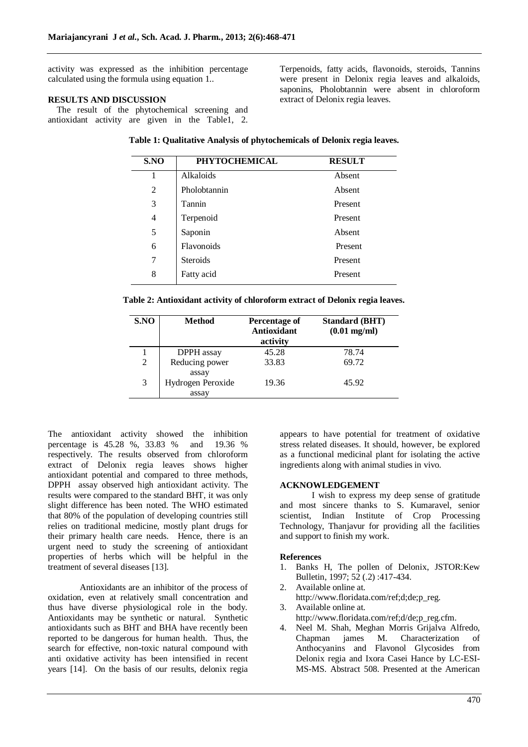activity was expressed as the inhibition percentage calculated using the formula using equation 1..

## RESULTS AND DISCUSSION

The result of the phytochemical screening and antioxidant activity are given in the Table1, 2. Terpenoids, fatty acids, flavonoids, steroids, Tannins were present in Delonix regia leaves and alkaloids, saponins, Pholobtannin were absent in chloroform extract of Delonix regia leaves.

**Table 1: Qualitative Analysis of phytochemicals of Delonix regia leaves.**

| S.NO | PHYTOCHEMICAL | RESULT |
|---|---|---|
| 1 | Alkaloids | Absent |
| 2 | Pholobtannin | Absent |
| 3 | Tannin | Present |
| 4 | Terpenoid | Present |
| 5 | Saponin | Absent |
| 6 | Flavonoids | Present |
| 7 | Steroids | Present |
| 8 | Fatty acid | Present |

**Table 2: Antioxidant activity of chloroform extract of Delonix regia leaves.**

| S.NO | Method | Percentage of Antioxidant activity | Standard (BHT) (0.01 mg/ml) |
|---|---|---|---|
| 1 | DPPH assay | 45.28 | 78.74 |
| 2 | Reducing power assay | 33.83 | 69.72 |
| 3 | Hydrogen Peroxide assay | 19.36 | 45.92 |

The antioxidant activity showed the inhibition percentage is 45.28 %, 33.83 % and 19.36 % respectively. The results observed from chloroform extract of Delonix regia leaves shows higher antioxidant potential and compared to three methods, DPPH assay observed high antioxidant activity. The results were compared to the standard BHT, it was only slight difference has been noted. The WHO estimated that 80% of the population of developing countries still relies on traditional medicine, mostly plant drugs for their primary health care needs. Hence, there is an urgent need to study the screening of antioxidant properties of herbs which will be helpful in the treatment of several diseases [13].

Antioxidants are an inhibitor of the process of oxidation, even at relatively small concentration and thus have diverse physiological role in the body. Antioxidants may be synthetic or natural. Synthetic antioxidants such as BHT and BHA have recently been reported to be dangerous for human health. Thus, the search for effective, non-toxic natural compound with anti oxidative activity has been intensified in recent years [14]. On the basis of our results, delonix regia appears to have potential for treatment of oxidative stress related diseases. It should, however, be explored as a functional medicinal plant for isolating the active ingredients along with animal studies in vivo.

## ACKNOWLEDGEMENT

I wish to express my deep sense of gratitude and most sincere thanks to S. Kumaravel, senior scientist, Indian Institute of Crop Processing Technology, Thanjavur for providing all the facilities and support to finish my work.

### References

1. Banks H, The pollen of Delonix, JSTOR:Kew Bulletin, 1997; 52 (.2) :417-434.
2. Available online at. http://www.floridata.com/ref;d;de;p_reg.
3. Available online at. http://www.floridata.com/ref;d/de;p_reg.cfm.
4. Neel M. Shah, Meghan Morris Grijalva Alfredo, Chapman james M. Characterization of Anthocyanins and Flavonol Glycosides from Delonix regia and Ixora Casei Hance by LC-ESI-MS-MS. Abstract 508. Presented at the American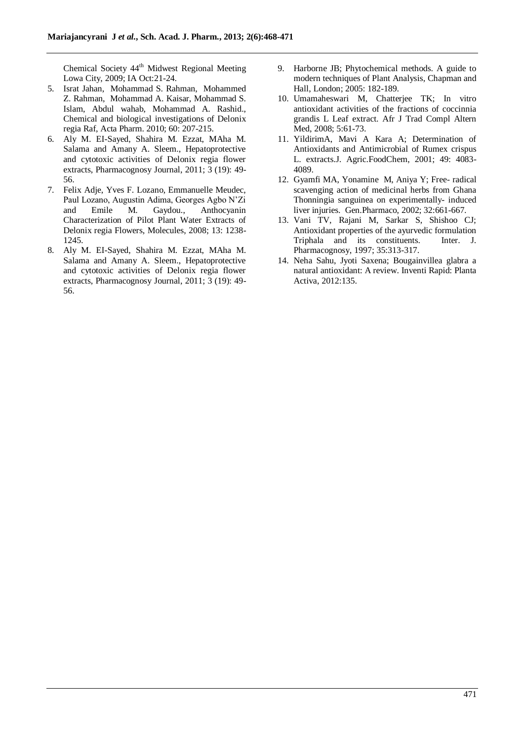Chemical Society 44th Midwest Regional Meeting Lowa City, 2009; IA Oct:21-24.

5. Israt Jahan, Mohammad S. Rahman, Mohammed Z. Rahman, Mohammad A. Kaisar, Mohammad S. Islam, Abdul wahab, Mohammad A. Rashid., Chemical and biological investigations of Delonix regia Raf, Acta Pharm. 2010; 60: 207-215.
6. Aly M. EI-Sayed, Shahira M. Ezzat, MAha M. Salama and Amany A. Sleem., Hepatoprotective and cytotoxic activities of Delonix regia flower extracts, Pharmacognosy Journal, 2011; 3 (19): 49-56.
7. Felix Adje, Yves F. Lozano, Emmanuelle Meudec, Paul Lozano, Augustin Adima, Georges Agbo N'Zi and Emile M. Gaydou., Anthocyanin Characterization of Pilot Plant Water Extracts of Delonix regia Flowers, Molecules, 2008; 13: 1238-1245.
8. Aly M. EI-Sayed, Shahira M. Ezzat, MAha M. Salama and Amany A. Sleem., Hepatoprotective and cytotoxic activities of Delonix regia flower extracts, Pharmacognosy Journal, 2011; 3 (19): 49-56.
9. Harborne JB; Phytochemical methods. A guide to modern techniques of Plant Analysis, Chapman and Hall, London; 2005: 182-189.
10. Umamaheswari M, Chatterjee TK; In vitro antioxidant activities of the fractions of coccinnia grandis L Leaf extract. Afr J Trad Compl Altern Med, 2008; 5:61-73.
11. YildirimA, Mavi A Kara A; Determination of Antioxidants and Antimicrobial of Rumex crispus L. extracts.J. Agric.FoodChem, 2001; 49: 4083-4089.
12. Gyamfi MA, Yonamine M, Aniya Y; Free- radical scavenging action of medicinal herbs from Ghana Thonningia sanguinea on experimentally- induced liver injuries. Gen.Pharmaco, 2002; 32:661-667.
13. Vani TV, Rajani M, Sarkar S, Shishoo CJ; Antioxidant properties of the ayurvedic formulation Triphala and its constituents. Inter. J. Pharmacognosy, 1997; 35:313-317.
14. Neha Sahu, Jyoti Saxena; Bougainvillea glabra a natural antioxidant: A review. Inventi Rapid: Planta Activa, 2012:135.